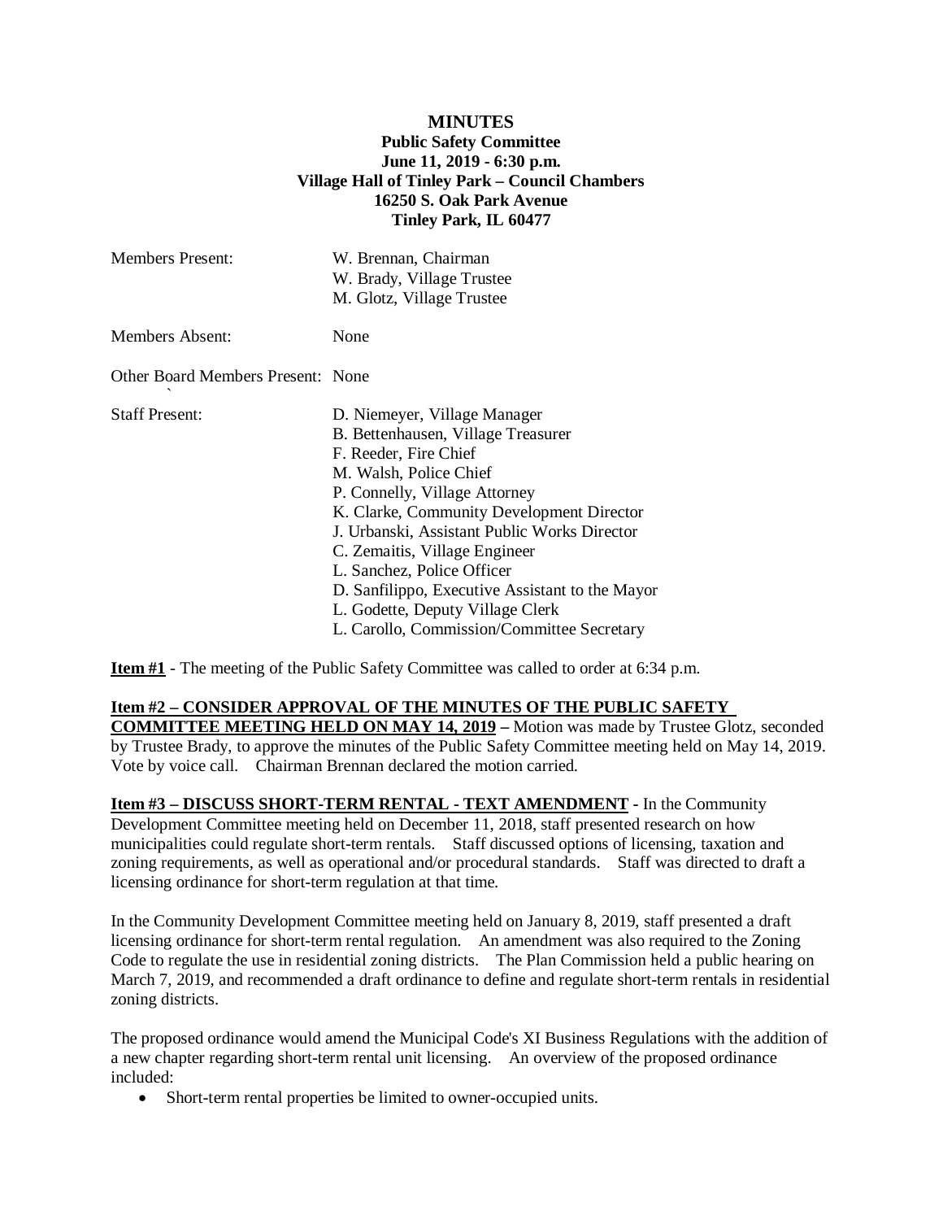# MINUTES

## Public Safety Committee
## June 11, 2019 - 6:30 p.m.
## Village Hall of Tinley Park – Council Chambers
## 16250 S. Oak Park Avenue
## Tinley Park, IL 60477

| | |
|---|---|
| Members Present: | W. Brennan, Chairman<br>W. Brady, Village Trustee<br>M. Glotz, Village Trustee |
| Members Absent: | None |
| Other Board Members Present: | None |
| Staff Present: | D. Niemeyer, Village Manager<br>B. Bettenhausen, Village Treasurer<br>F. Reeder, Fire Chief<br>M. Walsh, Police Chief<br>P. Connelly, Village Attorney<br>K. Clarke, Community Development Director<br>J. Urbanski, Assistant Public Works Director<br>C. Zemaitis, Village Engineer<br>L. Sanchez, Police Officer<br>D. Sanfilippo, Executive Assistant to the Mayor<br>L. Godette, Deputy Village Clerk<br>L. Carollo, Commission/Committee Secretary |

**Item #1** - The meeting of the Public Safety Committee was called to order at 6:34 p.m.

**Item #2 – CONSIDER APPROVAL OF THE MINUTES OF THE PUBLIC SAFETY COMMITTEE MEETING HELD ON MAY 14, 2019 –** Motion was made by Trustee Glotz, seconded by Trustee Brady, to approve the minutes of the Public Safety Committee meeting held on May 14, 2019. Vote by voice call. Chairman Brennan declared the motion carried.

**Item #3 – DISCUSS SHORT-TERM RENTAL - TEXT AMENDMENT -** In the Community Development Committee meeting held on December 11, 2018, staff presented research on how municipalities could regulate short-term rentals. Staff discussed options of licensing, taxation and zoning requirements, as well as operational and/or procedural standards. Staff was directed to draft a licensing ordinance for short-term regulation at that time.

In the Community Development Committee meeting held on January 8, 2019, staff presented a draft licensing ordinance for short-term rental regulation. An amendment was also required to the Zoning Code to regulate the use in residential zoning districts. The Plan Commission held a public hearing on March 7, 2019, and recommended a draft ordinance to define and regulate short-term rentals in residential zoning districts.

The proposed ordinance would amend the Municipal Code's XI Business Regulations with the addition of a new chapter regarding short-term rental unit licensing. An overview of the proposed ordinance included:

- Short-term rental properties be limited to owner-occupied units.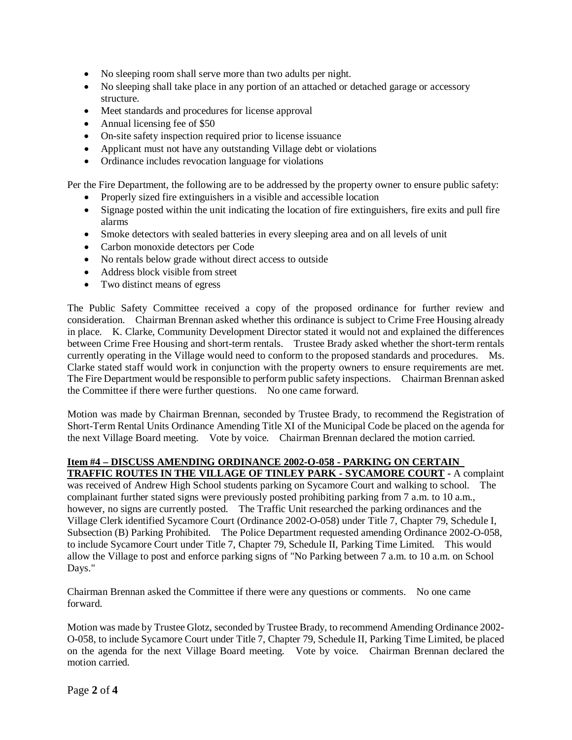- No sleeping room shall serve more than two adults per night.
- No sleeping shall take place in any portion of an attached or detached garage or accessory structure.
- Meet standards and procedures for license approval
- Annual licensing fee of $50
- On-site safety inspection required prior to license issuance
- Applicant must not have any outstanding Village debt or violations
- Ordinance includes revocation language for violations

Per the Fire Department, the following are to be addressed by the property owner to ensure public safety:

- Properly sized fire extinguishers in a visible and accessible location
- Signage posted within the unit indicating the location of fire extinguishers, fire exits and pull fire alarms
- Smoke detectors with sealed batteries in every sleeping area and on all levels of unit
- Carbon monoxide detectors per Code
- No rentals below grade without direct access to outside
- Address block visible from street
- Two distinct means of egress

The Public Safety Committee received a copy of the proposed ordinance for further review and consideration. Chairman Brennan asked whether this ordinance is subject to Crime Free Housing already in place. K. Clarke, Community Development Director stated it would not and explained the differences between Crime Free Housing and short-term rentals. Trustee Brady asked whether the short-term rentals currently operating in the Village would need to conform to the proposed standards and procedures. Ms. Clarke stated staff would work in conjunction with the property owners to ensure requirements are met. The Fire Department would be responsible to perform public safety inspections. Chairman Brennan asked the Committee if there were further questions. No one came forward.

Motion was made by Chairman Brennan, seconded by Trustee Brady, to recommend the Registration of Short-Term Rental Units Ordinance Amending Title XI of the Municipal Code be placed on the agenda for the next Village Board meeting. Vote by voice. Chairman Brennan declared the motion carried.

**Item #4 – DISCUSS AMENDING ORDINANCE 2002-O-058 - PARKING ON CERTAIN TRAFFIC ROUTES IN THE VILLAGE OF TINLEY PARK - SYCAMORE COURT** - A complaint was received of Andrew High School students parking on Sycamore Court and walking to school. The complainant further stated signs were previously posted prohibiting parking from 7 a.m. to 10 a.m., however, no signs are currently posted. The Traffic Unit researched the parking ordinances and the Village Clerk identified Sycamore Court (Ordinance 2002-O-058) under Title 7, Chapter 79, Schedule I, Subsection (B) Parking Prohibited. The Police Department requested amending Ordinance 2002-O-058, to include Sycamore Court under Title 7, Chapter 79, Schedule II, Parking Time Limited. This would allow the Village to post and enforce parking signs of "No Parking between 7 a.m. to 10 a.m. on School Days."

Chairman Brennan asked the Committee if there were any questions or comments. No one came forward.

Motion was made by Trustee Glotz, seconded by Trustee Brady, to recommend Amending Ordinance 2002-O-058, to include Sycamore Court under Title 7, Chapter 79, Schedule II, Parking Time Limited, be placed on the agenda for the next Village Board meeting. Vote by voice. Chairman Brennan declared the motion carried.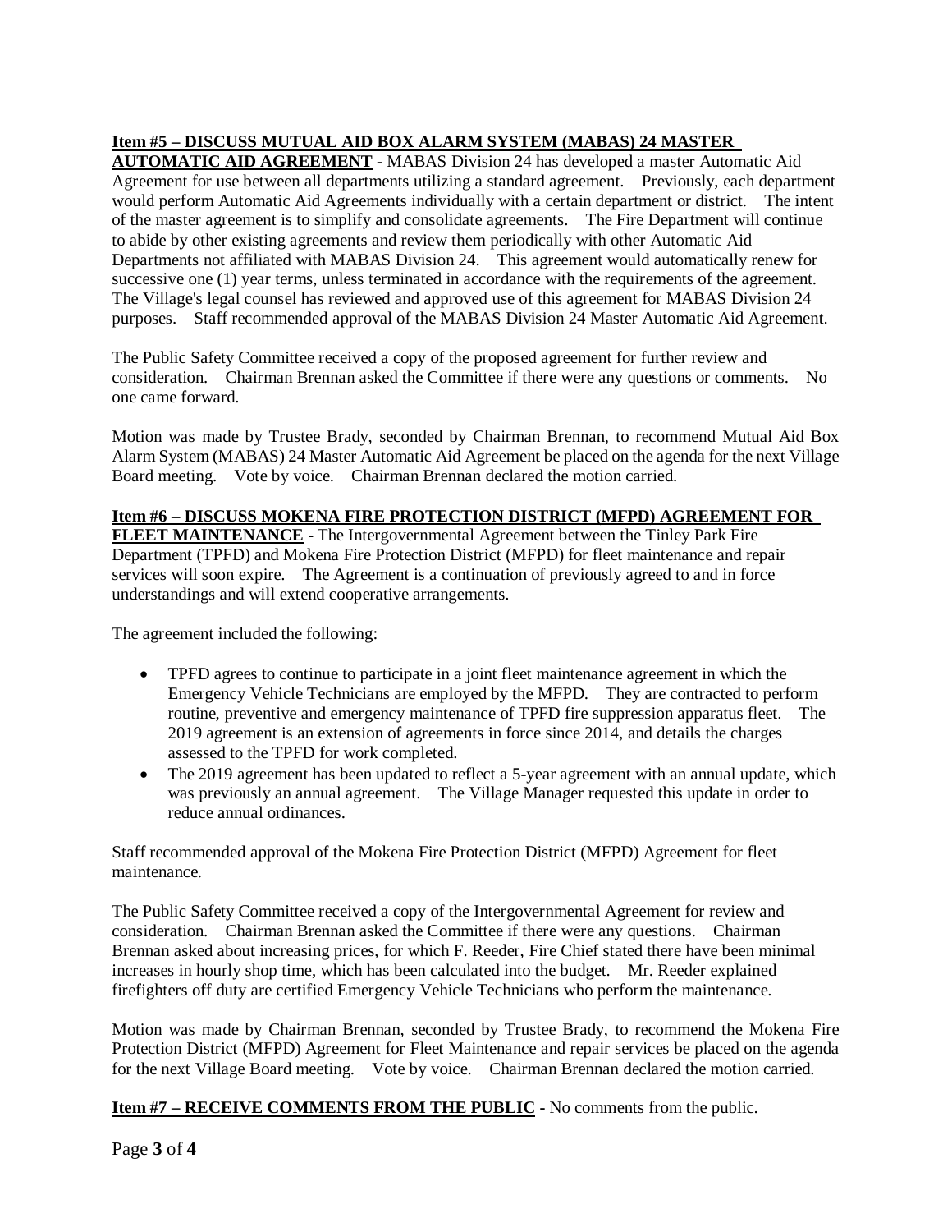**Item #5 – DISCUSS MUTUAL AID BOX ALARM SYSTEM (MABAS) 24 MASTER AUTOMATIC AID AGREEMENT** - MABAS Division 24 has developed a master Automatic Aid Agreement for use between all departments utilizing a standard agreement. Previously, each department would perform Automatic Aid Agreements individually with a certain department or district. The intent of the master agreement is to simplify and consolidate agreements. The Fire Department will continue to abide by other existing agreements and review them periodically with other Automatic Aid Departments not affiliated with MABAS Division 24. This agreement would automatically renew for successive one (1) year terms, unless terminated in accordance with the requirements of the agreement. The Village's legal counsel has reviewed and approved use of this agreement for MABAS Division 24 purposes. Staff recommended approval of the MABAS Division 24 Master Automatic Aid Agreement.

The Public Safety Committee received a copy of the proposed agreement for further review and consideration. Chairman Brennan asked the Committee if there were any questions or comments. No one came forward.

Motion was made by Trustee Brady, seconded by Chairman Brennan, to recommend Mutual Aid Box Alarm System (MABAS) 24 Master Automatic Aid Agreement be placed on the agenda for the next Village Board meeting. Vote by voice. Chairman Brennan declared the motion carried.

**Item #6 – DISCUSS MOKENA FIRE PROTECTION DISTRICT (MFPD) AGREEMENT FOR FLEET MAINTENANCE** - The Intergovernmental Agreement between the Tinley Park Fire Department (TPFD) and Mokena Fire Protection District (MFPD) for fleet maintenance and repair services will soon expire. The Agreement is a continuation of previously agreed to and in force understandings and will extend cooperative arrangements.

The agreement included the following:

- TPFD agrees to continue to participate in a joint fleet maintenance agreement in which the Emergency Vehicle Technicians are employed by the MFPD. They are contracted to perform routine, preventive and emergency maintenance of TPFD fire suppression apparatus fleet. The 2019 agreement is an extension of agreements in force since 2014, and details the charges assessed to the TPFD for work completed.
- The 2019 agreement has been updated to reflect a 5-year agreement with an annual update, which was previously an annual agreement. The Village Manager requested this update in order to reduce annual ordinances.

Staff recommended approval of the Mokena Fire Protection District (MFPD) Agreement for fleet maintenance.

The Public Safety Committee received a copy of the Intergovernmental Agreement for review and consideration. Chairman Brennan asked the Committee if there were any questions. Chairman Brennan asked about increasing prices, for which F. Reeder, Fire Chief stated there have been minimal increases in hourly shop time, which has been calculated into the budget. Mr. Reeder explained firefighters off duty are certified Emergency Vehicle Technicians who perform the maintenance.

Motion was made by Chairman Brennan, seconded by Trustee Brady, to recommend the Mokena Fire Protection District (MFPD) Agreement for Fleet Maintenance and repair services be placed on the agenda for the next Village Board meeting. Vote by voice. Chairman Brennan declared the motion carried.

**Item #7 – RECEIVE COMMENTS FROM THE PUBLIC** - No comments from the public.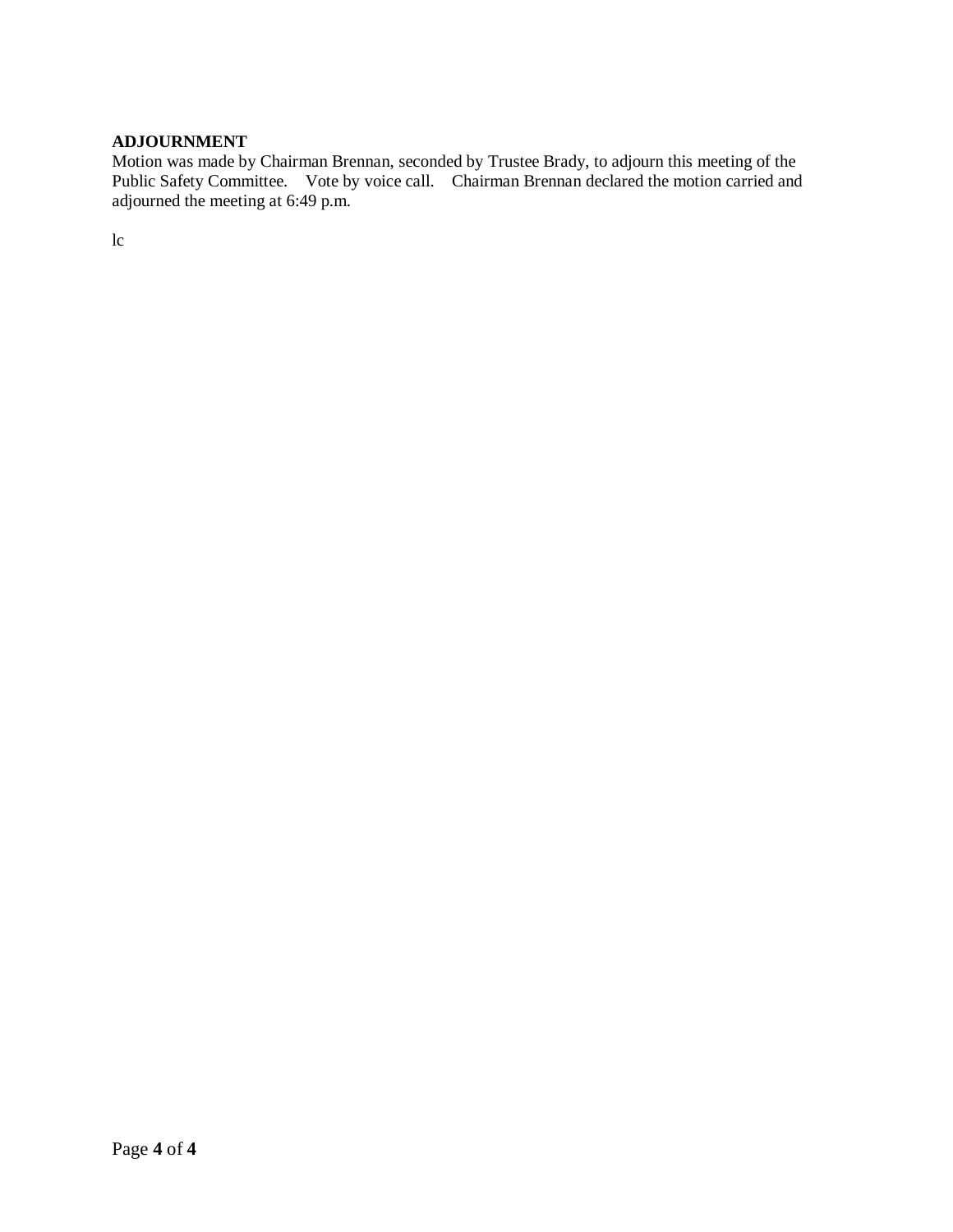**ADJOURNMENT**

Motion was made by Chairman Brennan, seconded by Trustee Brady, to adjourn this meeting of the Public Safety Committee. Vote by voice call. Chairman Brennan declared the motion carried and adjourned the meeting at 6:49 p.m.

lc